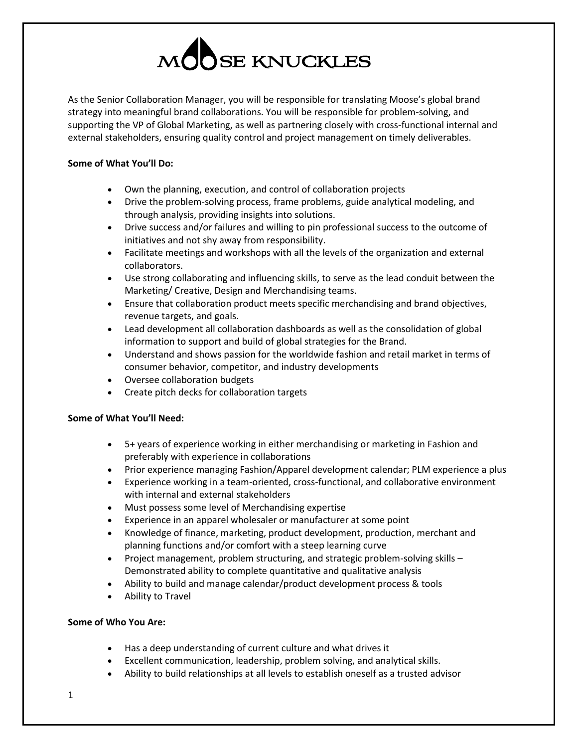# MOOSE KNUCKLES

As the Senior Collaboration Manager, you will be responsible for translating Moose's global brand strategy into meaningful brand collaborations. You will be responsible for problem-solving, and supporting the VP of Global Marketing, as well as partnering closely with cross-functional internal and external stakeholders, ensuring quality control and project management on timely deliverables.

**Some of What You'll Do:**

- Own the planning, execution, and control of collaboration projects
- Drive the problem-solving process, frame problems, guide analytical modeling, and through analysis, providing insights into solutions.
- Drive success and/or failures and willing to pin professional success to the outcome of initiatives and not shy away from responsibility.
- Facilitate meetings and workshops with all the levels of the organization and external collaborators.
- Use strong collaborating and influencing skills, to serve as the lead conduit between the Marketing/ Creative, Design and Merchandising teams.
- Ensure that collaboration product meets specific merchandising and brand objectives, revenue targets, and goals.
- Lead development all collaboration dashboards as well as the consolidation of global information to support and build of global strategies for the Brand.
- Understand and shows passion for the worldwide fashion and retail market in terms of consumer behavior, competitor, and industry developments
- Oversee collaboration budgets
- Create pitch decks for collaboration targets

**Some of What You'll Need:**

- 5+ years of experience working in either merchandising or marketing in Fashion and preferably with experience in collaborations
- Prior experience managing Fashion/Apparel development calendar; PLM experience a plus
- Experience working in a team-oriented, cross-functional, and collaborative environment with internal and external stakeholders
- Must possess some level of Merchandising expertise
- Experience in an apparel wholesaler or manufacturer at some point
- Knowledge of finance, marketing, product development, production, merchant and planning functions and/or comfort with a steep learning curve
- Project management, problem structuring, and strategic problem-solving skills – Demonstrated ability to complete quantitative and qualitative analysis
- Ability to build and manage calendar/product development process & tools
- Ability to Travel

**Some of Who You Are:**

- Has a deep understanding of current culture and what drives it
- Excellent communication, leadership, problem solving, and analytical skills.
- Ability to build relationships at all levels to establish oneself as a trusted advisor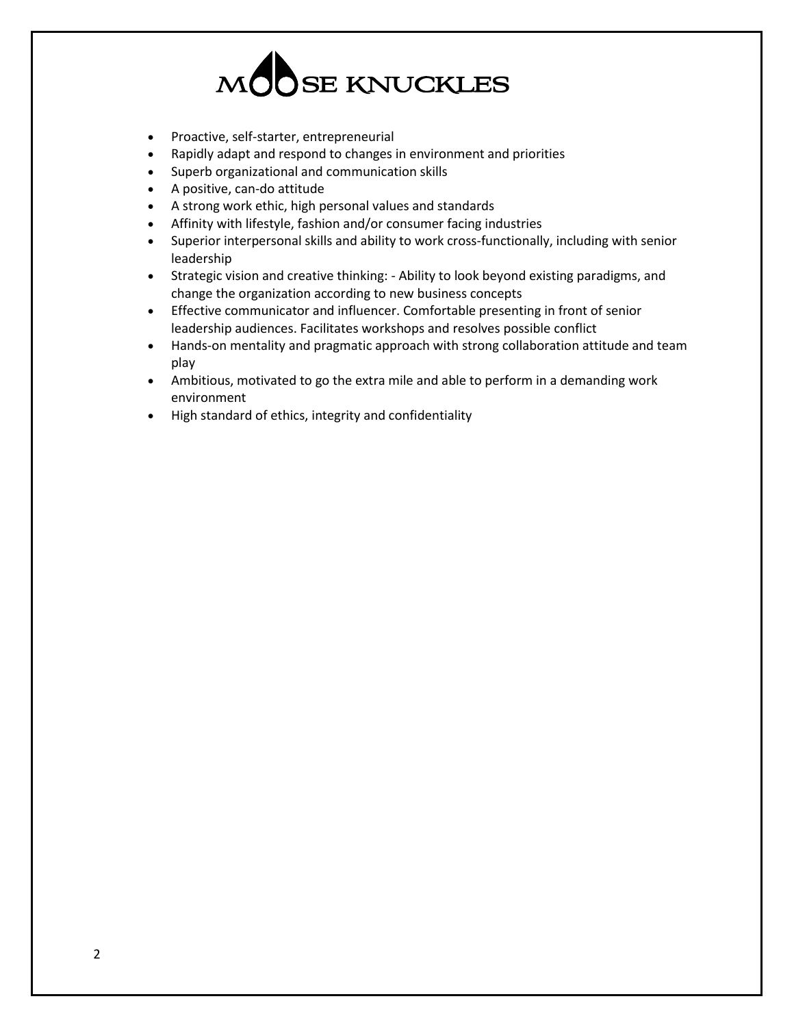- Proactive, self-starter, entrepreneurial
- Rapidly adapt and respond to changes in environment and priorities
- Superb organizational and communication skills
- A positive, can-do attitude
- A strong work ethic, high personal values and standards
- Affinity with lifestyle, fashion and/or consumer facing industries
- Superior interpersonal skills and ability to work cross-functionally, including with senior leadership
- Strategic vision and creative thinking: - Ability to look beyond existing paradigms, and change the organization according to new business concepts
- Effective communicator and influencer. Comfortable presenting in front of senior leadership audiences. Facilitates workshops and resolves possible conflict
- Hands-on mentality and pragmatic approach with strong collaboration attitude and team play
- Ambitious, motivated to go the extra mile and able to perform in a demanding work environment
- High standard of ethics, integrity and confidentiality